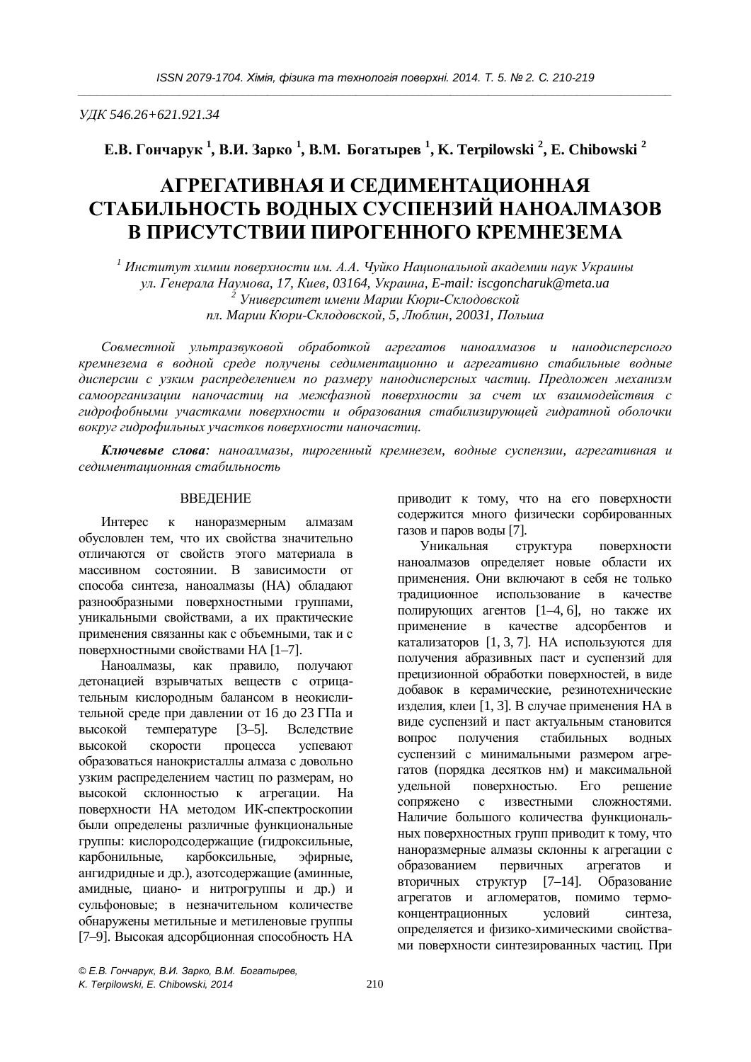УДК 546.26+621.921.34

**Е.В. Гончарук [1], В.И. Зарко [1], В.М. Богатырев [1], K. Terpilowski [2], E. Chibowski [2]**

# АГРЕГАТИВНАЯ И СЕДИМЕНТАЦИОННАЯ СТАБИЛЬНОСТЬ ВОДНЫХ СУСПЕНЗИЙ НАНОАЛМАЗОВ В ПРИСУТСТВИИ ПИРОГЕННОГО КРЕМНЕЗЕМА

*[1] Институт химии поверхности им. А.А. Чуйко Национальной академии наук Украины ул. Генерала Наумова, 17, Киев, 03164, Украина, E-mail: iscgoncharuk@meta.ua*
*[2] Университет имени Марии Кюри-Склодовской пл. Марии Кюри-Склодовской, 5, Люблин, 20031, Польша*

*Совместной ультразвуковой обработкой агрегатов наноалмазов и нанодисперсного кремнезема в водной среде получены седиментационно и агрегативно стабильные водные дисперсии с узким распределением по размеру нанодисперсных частиц. Предложен механизм самоорганизации наночастиц на межфазной поверхности за счет их взаимодействия с гидрофобными участками поверхности и образования стабилизирующей гидратной оболочки вокруг гидрофильных участков поверхности наночастиц.*

***Ключевые слова**: наноалмазы, пирогенный кремнезем, водные суспензии, агрегативная и седиментационная стабильность*

## ВВЕДЕНИЕ

Интерес к наноразмерным алмазам обусловлен тем, что их свойства значительно отличаются от свойств этого материала в массивном состоянии. В зависимости от способа синтеза, наноалмазы (НА) обладают разнообразными поверхностными группами, уникальными свойствами, а их практические применения связанны как с объемными, так и с поверхностными свойствами НА [1–7].

Наноалмазы, как правило, получают детонацией взрывчатых веществ с отрицательным кислородным балансом в неокислительной среде при давлении от 16 до 23 ГПа и высокой температуре [3–5]. Вследствие высокой скорости процесса успевают образоваться нанокристаллы алмаза с довольно узким распределением частиц по размерам, но высокой склонностью к агрегации. На поверхности НА методом ИК-спектроскопии были определены различные функциональные группы: кислородсодержащие (гидроксильные, карбонильные, карбоксильные, эфирные, ангидридные и др.), азотсодержащие (аминные, амидные, циано- и нитрогруппы и др.) и сульфоновые; в незначительном количестве обнаружены метильные и метиленовые группы [7–9]. Высокая адсорбционная способность НА приводит к тому, что на его поверхности содержится много физически сорбированных газов и паров воды [7].

Уникальная структура поверхности наноалмазов определяет новые области их применения. Они включают в себя не только традиционное использование в качестве полирующих агентов [1–4, 6], но также их применение в качестве адсорбентов и катализаторов [1, 3, 7]. НА используются для получения абразивных паст и суспензий для прецизионной обработки поверхностей, в виде добавок в керамические, резинотехнические изделия, клеи [1, 3]. В случае применения НА в виде суспензий и паст актуальным становится вопрос получения стабильных водных суспензий с минимальными размером агрегатов (порядка десятков нм) и максимальной удельной поверхностью. Его решение сопряжено с известными сложностями. Наличие большого количества функциональных поверхностных групп приводит к тому, что наноразмерные алмазы склонны к агрегации с образованием первичных агрегатов и вторичных структур [7–14]. Образование агрегатов и агломератов, помимо термоконцентрационных условий синтеза, определяется и физико-химическими свойствами поверхности синтезированных частиц. При

*© Е.В. Гончарук, В.И. Зарко, В.М. Богатырев, K. Terpilowski, E. Chibowski, 2014*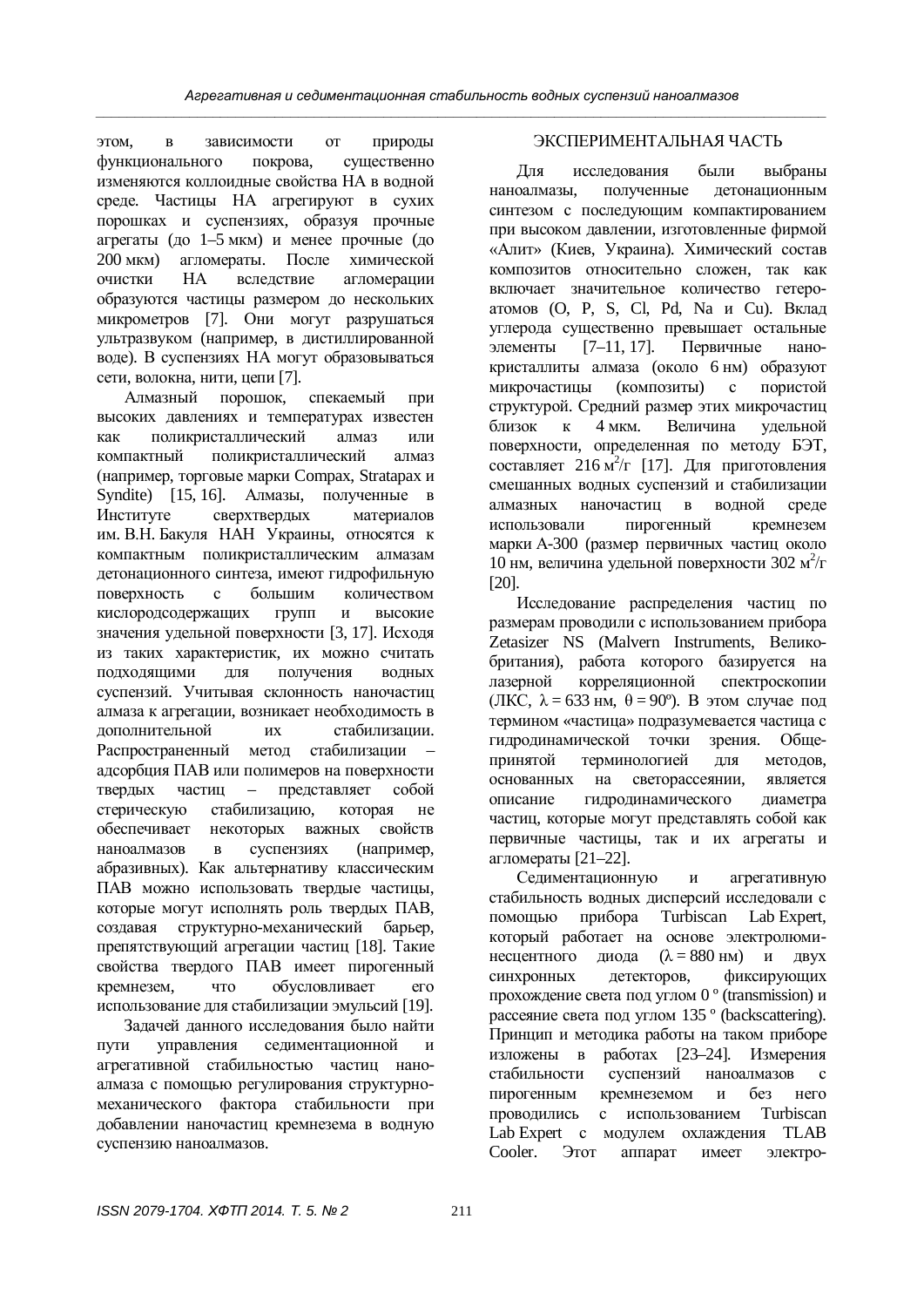этом, в зависимости от природы функционального покрова, существенно изменяются коллоидные свойства НА в водной среде. Частицы НА агрегируют в сухих порошках и суспензиях, образуя прочные агрегаты (до 1–5 мкм) и менее прочные (до 200 мкм) агломераты. После химической очистки НА вследствие агломерации образуются частицы размером до нескольких микрометров [7]. Они могут разрушаться ультразвуком (например, в дистиллированной воде). В суспензиях НА могут образовываться сети, волокна, нити, цепи [7].

Алмазный порошок, спекаемый при высоких давлениях и температурах известен как поликристаллический алмаз или компактный поликристаллический алмаз (например, торговые марки Compax, Stratapax и Syndite) [15, 16]. Алмазы, полученные в Институте сверхтвердых материалов им. В.Н. Бакуля НАН Украины, относятся к компактным поликристаллическим алмазам детонационного синтеза, имеют гидрофильную поверхность с большим количеством кислородсодержащих групп и высокие значения удельной поверхности [3, 17]. Исходя из таких характеристик, их можно считать подходящими для получения водных суспензий. Учитывая склонность наночастиц алмаза к агрегации, возникает необходимость в дополнительной их стабилизации. Распространенный метод стабилизации – адсорбция ПАВ или полимеров на поверхности твердых частиц – представляет собой стерическую стабилизацию, которая не обеспечивает некоторых важных свойств наноалмазов в суспензиях (например, абразивных). Как альтернативу классическим ПАВ можно использовать твердые частицы, которые могут исполнять роль твердых ПАВ, создавая структурно-механический барьер, препятствующий агрегации частиц [18]. Такие свойства твердого ПАВ имеет пирогенный кремнезем, что обусловливает его использование для стабилизации эмульсий [19].

Задачей данного исследования было найти пути управления седиментационной и агрегативной стабильностью частиц наноалмаза с помощью регулирования структурно-механического фактора стабильности при добавлении наночастиц кремнезема в водную суспензию наноалмазов.

## ЭКСПЕРИМЕНТАЛЬНАЯ ЧАСТЬ

Для исследования были выбраны наноалмазы, полученные детонационным синтезом с последующим компактированием при высоком давлении, изготовленные фирмой «Алит» (Киев, Украина). Химический состав композитов относительно сложен, так как включает значительное количество гетероатомов (O, P, S, Cl, Pd, Na и Cu). Вклад углерода существенно превышает остальные элементы [7–11, 17]. Первичные нанокристаллиты алмаза (около 6 нм) образуют микрочастицы (композиты) с пористой структурой. Средний размер этих микрочастиц близок к 4 мкм. Величина удельной поверхности, определенная по методу БЭТ, составляет 216 м$^2$/г [17]. Для приготовления смешанных водных суспензий и стабилизации алмазных наночастиц в водной среде использовали пирогенный кремнезем марки А-300 (размер первичных частиц около 10 нм, величина удельной поверхности 302 м$^2$/г [20].

Исследование распределения частиц по размерам проводили с использованием прибора Zetasizer NS (Malvern Instruments, Великобритания), работа которого базируется на лазерной корреляционной спектроскопии (ЛКС, $\lambda = 633$ нм, $\theta = 90°$). В этом случае под термином «частица» подразумевается частица с гидродинамической точки зрения. Общепринятой терминологией для методов, основанных на светорассеянии, является описание гидродинамического диаметра частиц, которые могут представлять собой как первичные частицы, так и их агрегаты и агломераты [21–22].

Седиментационную и агрегативную стабильность водных дисперсий исследовали с помощью прибора Turbiscan Lab Expert, который работает на основе электролюминесцентного диода ($\lambda = 880$ нм) и двух синхронных детекторов, фиксирующих прохождение света под углом 0 º (transmission) и рассеяние света под углом 135 º (backscattering). Принцип и методика работы на таком приборе изложены в работах [23–24]. Измерения стабильности суспензий наноалмазов с пирогенным кремнеземом и без него проводились с использованием Turbiscan Lab Expert с модулем охлаждения TLAB Cooler. Этот аппарат имеет электро-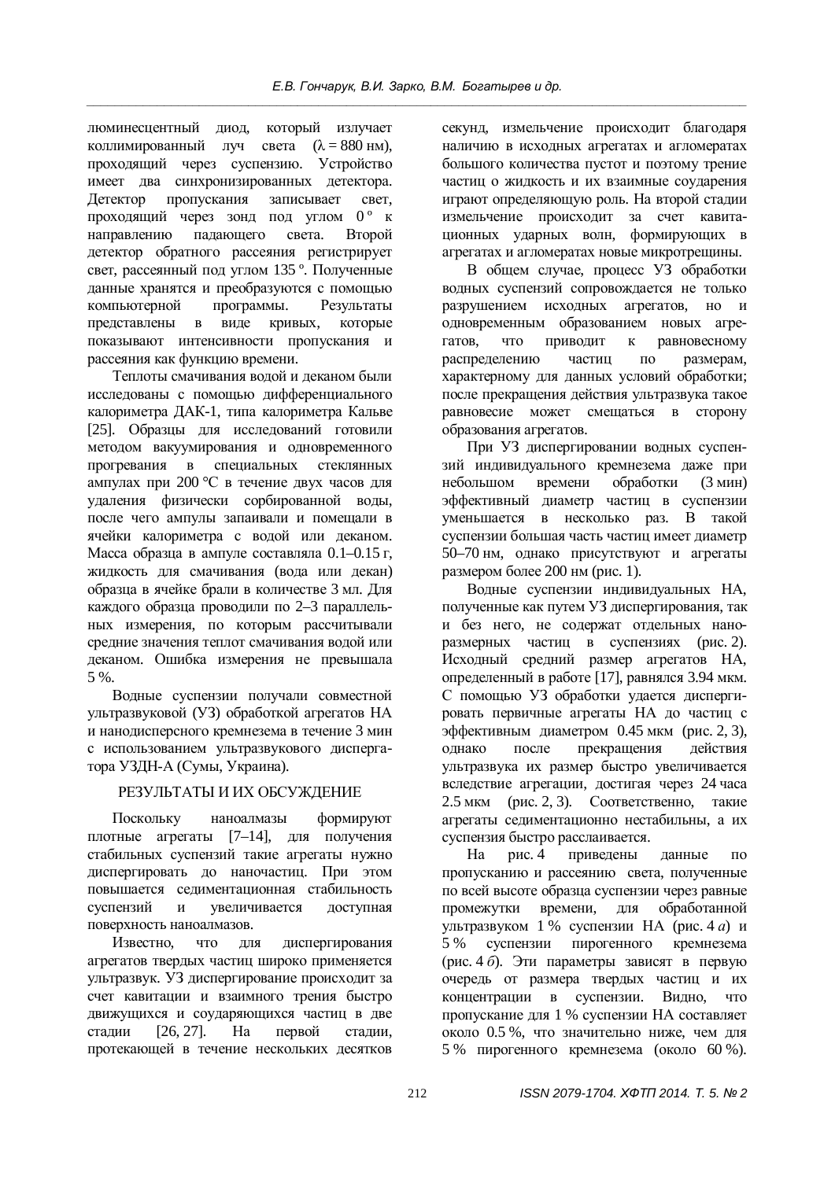люминесцентный диод, который излучает коллимированный луч света ($\lambda$ = 880 нм), проходящий через суспензию. Устройство имеет два синхронизированных детектора. Детектор пропускания записывает свет, проходящий через зонд под углом 0° к направлению падающего света. Второй детектор обратного рассеяния регистрирует свет, рассеянный под углом 135°. Полученные данные хранятся и преобразуются с помощью компьютерной программы. Результаты представлены в виде кривых, которые показывают интенсивности пропускания и рассеяния как функцию времени.

Теплоты смачивания водой и деканом были исследованы с помощью дифференциального калориметра ДАК-1, типа калориметра Кальве [25]. Образцы для исследований готовили методом вакуумирования и одновременного прогревания в специальных стеклянных ампулах при 200 °C в течение двух часов для удаления физически сорбированной воды, после чего ампулы запаивали и помещали в ячейки калориметра с водой или деканом. Масса образца в ампуле составляла 0.1–0.15 г, жидкость для смачивания (вода или декан) образца в ячейке брали в количестве 3 мл. Для каждого образца проводили по 2–3 параллельных измерения, по которым рассчитывали средние значения теплот смачивания водой или деканом. Ошибка измерения не превышала 5 %.

Водные суспензии получали совместной ультразвуковой (УЗ) обработкой агрегатов НА и нанодисперсного кремнезема в течение 3 мин с использованием ультразвукового диспергатора УЗДН-А (Сумы, Украина).

## РЕЗУЛЬТАТЫ И ИХ ОБСУЖДЕНИЕ

Поскольку наноалмазы формируют плотные агрегаты [7–14], для получения стабильных суспензий такие агрегаты нужно диспергировать до наночастиц. При этом повышается седиментационная стабильность суспензий и увеличивается доступная поверхность наноалмазов.

Известно, что для диспергирования агрегатов твердых частиц широко применяется ультразвук. УЗ диспергирование происходит за счет кавитации и взаимного трения быстро движущихся и соударяющихся частиц в две стадии [26, 27]. На первой стадии, протекающей в течение нескольких десятков секунд, измельчение происходит благодаря наличию в исходных агрегатах и агломератах большого количества пустот и поэтому трение частиц о жидкость и их взаимные соударения играют определяющую роль. На второй стадии измельчение происходит за счет кавитационных ударных волн, формирующих в агрегатах и агломератах новые микротрещины.

В общем случае, процесс УЗ обработки водных суспензий сопровождается не только разрушением исходных агрегатов, но и одновременным образованием новых агрегатов, что приводит к равновесному распределению частиц по размерам, характерному для данных условий обработки; после прекращения действия ультразвука такое равновесие может смещаться в сторону образования агрегатов.

При УЗ диспергировании водных суспензий индивидуального кремнезема даже при небольшом времени обработки (3 мин) эффективный диаметр частиц в суспензии уменьшается в несколько раз. В такой суспензии большая часть частиц имеет диаметр 50–70 нм, однако присутствуют и агрегаты размером более 200 нм (рис. 1).

Водные суспензии индивидуальных НА, полученные как путем УЗ диспергирования, так и без него, не содержат отдельных наноразмерных частиц в суспензиях (рис. 2). Исходный средний размер агрегатов НА, определенный в работе [17], равнялся 3.94 мкм. С помощью УЗ обработки удается диспергировать первичные агрегаты НА до частиц с эффективным диаметром 0.45 мкм (рис. 2, 3), однако после прекращения действия ультразвука их размер быстро увеличивается вследствие агрегации, достигая через 24 часа 2.5 мкм (рис. 2, 3). Соответственно, такие агрегаты седиментационно нестабильны, а их суспензия быстро расслаивается.

На рис. 4 приведены данные по пропусканию и рассеянию света, полученные по всей высоте образца суспензии через равные промежутки времени, для обработанной ультразвуком 1 % суспензии НА (рис. 4 *а*) и 5 % суспензии пирогенного кремнезема (рис. 4 *б*). Эти параметры зависят в первую очередь от размера твердых частиц и их концентрации в суспензии. Видно, что пропускание для 1 % суспензии НА составляет около 0.5 %, что значительно ниже, чем для 5 % пирогенного кремнезема (около 60 %).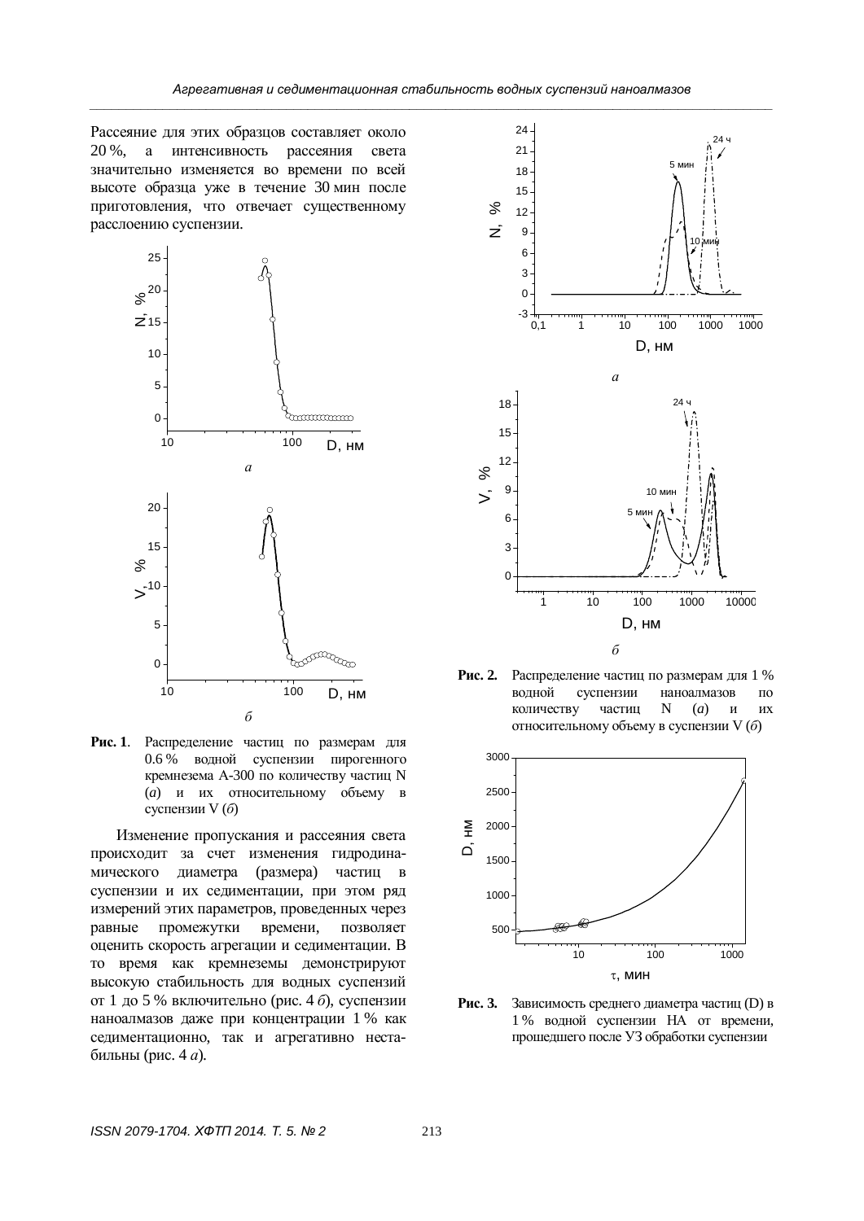Рассеяние для этих образцов составляет около 20 %, а интенсивность рассеяния света значительно изменяется во времени по всей высоте образца уже в течение 30 мин после приготовления, что отвечает существенному расслоению суспензии.

**Рис. 1**. Распределение частиц по размерам для 0.6 % водной суспензии пирогенного кремнезема А-300 по количеству частиц N (*а*) и их относительному объему в суспензии V (*б*)

Изменение пропускания и рассеяния света происходит за счет изменения гидродинамического диаметра (размера) частиц в суспензии и их седиментации, при этом ряд измерений этих параметров, проведенных через равные промежутки времени, позволяет оценить скорость агрегации и седиментации. В то время как кремнеземы демонстрируют высокую стабильность для водных суспензий от 1 до 5 % включительно (рис. 4 *б*), суспензии наноалмазов даже при концентрации 1 % как седиментационно, так и агрегативно нестабильны (рис. 4 *а*).

**Рис. 2.** Распределение частиц по размерам для 1 % водной суспензии наноалмазов по количеству частиц N (*а*) и их относительному объему в суспензии V (*б*)

**Рис. 3.** Зависимость среднего диаметра частиц (D) в 1 % водной суспензии НА от времени, прошедшего после УЗ обработки суспензии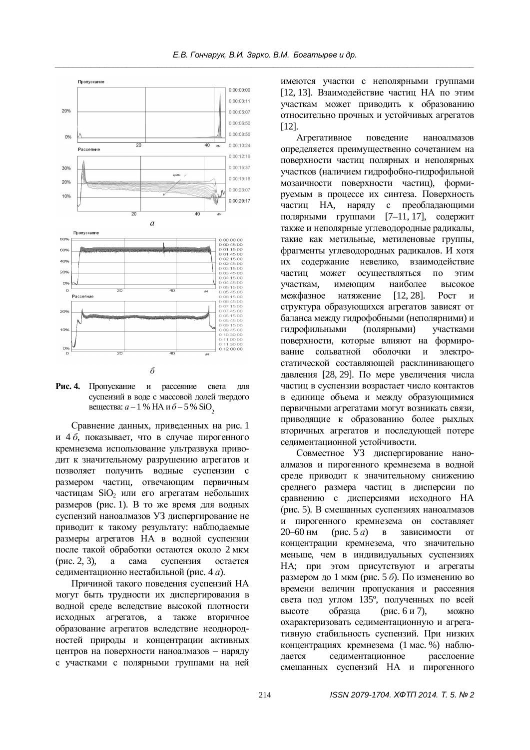**Рис. 4.** Пропускание и рассеяние света для суспензий в воде с массовой долей твердого вещества: *а* – 1 % НА и *б* – 5 % $SiO_2$

Сравнение данных, приведенных на рис. 1 и 4 *б*, показывает, что в случае пирогенного кремнезема использование ультразвука приводит к значительному разрушению агрегатов и позволяет получить водные суспензии с размером частиц, отвечающим первичным частицам $SiO_2$ или его агрегатам небольших размеров (рис. 1). В то же время для водных суспензий наноалмазов УЗ диспергирование не приводит к такому результату: наблюдаемые размеры агрегатов НА в водной суспензии после такой обработки остаются около 2 мкм (рис. 2, 3), а сама суспензия остается седиментационно нестабильной (рис. 4 *а*).

Причиной такого поведения суспензий НА могут быть трудности их диспергирования в водной среде вследствие высокой плотности исходных агрегатов, а также вторичное образование агрегатов вследствие неоднородностей природы и концентрации активных центров на поверхности наноалмазов – наряду с участками с полярными группами на ней имеются участки с неполярными группами [12, 13]. Взаимодействие частиц НА по этим участкам может приводить к образованию относительно прочных и устойчивых агрегатов [12].

Агрегативное поведение наноалмазов определяется преимущественно сочетанием на поверхности частиц полярных и неполярных участков (наличием гидрофобно-гидрофильной мозаичности поверхности частиц), формируемым в процессе их синтеза. Поверхность частиц НА, наряду с преобладающими полярными группами [7–11, 17], содержит также и неполярные углеводородные радикалы, такие как метильные, метиленовые группы, фрагменты углеводородных радикалов. И хотя их содержание невелико, взаимодействие частиц может осуществляться по этим участкам, имеющим наиболее высокое межфазное натяжение [12, 28]. Рост и структура образующихся агрегатов зависят от баланса между гидрофобными (неполярними) и гидрофильными (полярными) участками поверхности, которые влияют на формирование сольватной оболочки и электростатической составляющей расклинивающего давления [28, 29]. По мере увеличения числа частиц в суспензии возрастает число контактов в единице объема и между образующимися первичными агрегатами могут возникать связи, приводящие к образованию более рыхлых вторичных агрегатов и последующей потере седиментационной устойчивости.

Совместное УЗ диспергирование наноалмазов и пирогенного кремнезема в водной среде приводит к значительному снижению среднего размера частиц в дисперсии по сравнению с дисперсиями исходного НА (рис. 5). В смешанных суспензиях наноалмазов и пирогенного кремнезема он составляет 20–60 нм (рис. 5 *а*) в зависимости от концентрации кремнезема, что значительно меньше, чем в индивидуальных суспензиях НА; при этом присутствуют и агрегаты размером до 1 мкм (рис. 5 *б*). По изменению во времени величин пропускания и рассеяния света под углом 135º, полученных по всей высоте образца (рис. 6 и 7), можно охарактеризовать седиментационную и агрегативную стабильность суспензий. При низких концентрациях кремнезема (1 мас. %) наблюдается седиментационное расслоение смешанных суспензий НА и пирогенного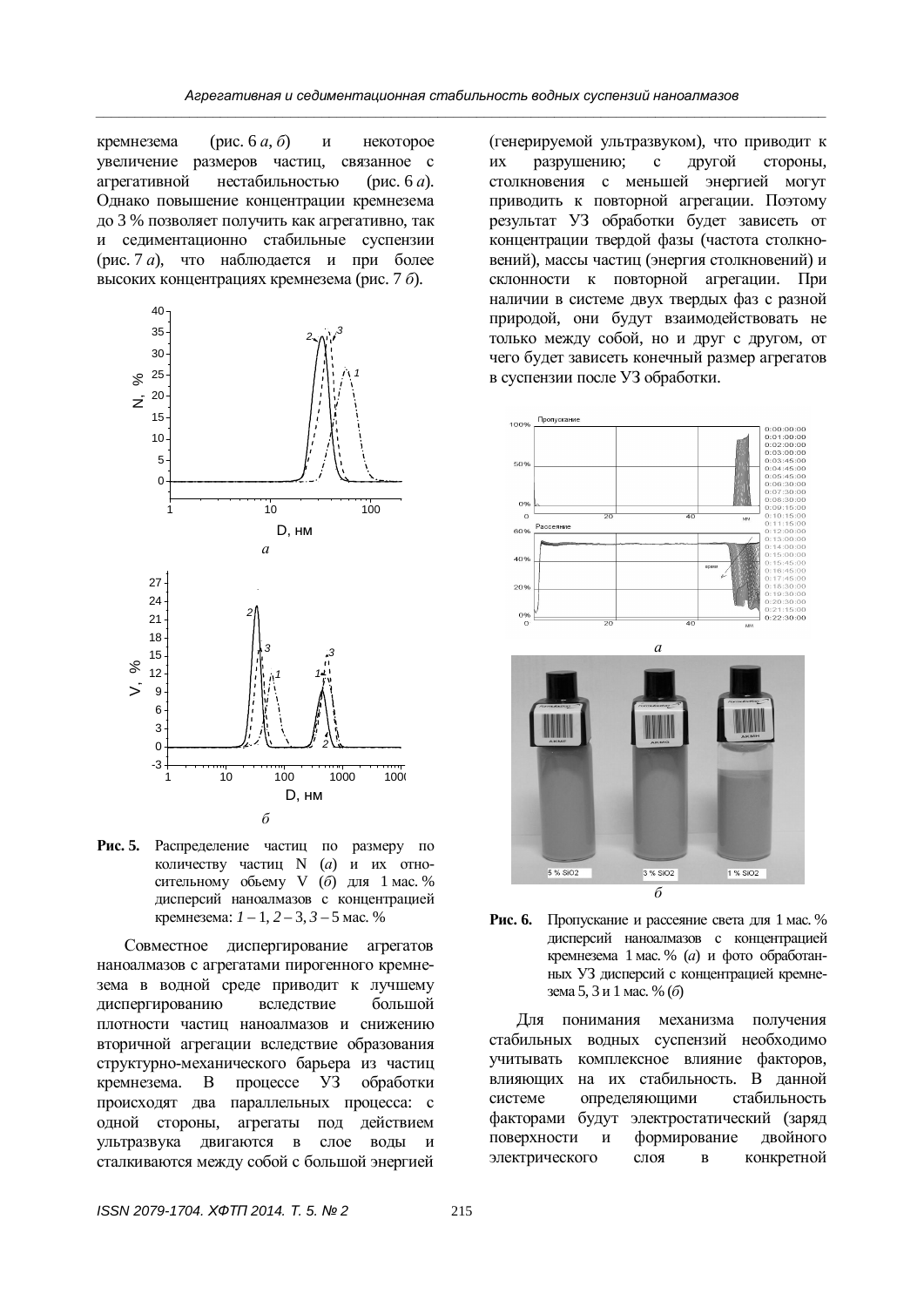кремнезема (рис. 6 *а*, *б*) и некоторое увеличение размеров частиц, связанное с агрегативной нестабильностью (рис. 6 *а*). Однако повышение концентрации кремнезема до 3 % позволяет получить как агрегативно, так и седиментационно стабильные суспензии (рис. 7 *а*), что наблюдается и при более высоких концентрациях кремнезема (рис. 7 *б*).

*а*

*б*

**Рис. 5.** Распределение частиц по размеру по количеству частиц N (*а*) и их относительному объему V (*б*) для 1 мас. % дисперсий наноалмазов с концентрацией кремнезема: *1* – 1, *2* – 3, *3* – 5 мас. %

Совместное диспергирование агрегатов наноалмазов с агрегатами пирогенного кремнезема в водной среде приводит к лучшему диспергированию вследствие большой плотности частиц наноалмазов и снижению вторичной агрегации вследствие образования структурно-механического барьера из частиц кремнезема. В процессе УЗ обработки происходят два параллельных процесса: с одной стороны, агрегаты под действием ультразвука двигаются в слое воды и сталкиваются между собой с большой энергией (генерируемой ультразвуком), что приводит к их разрушению; с другой стороны, столкновения с меньшей энергией могут приводить к повторной агрегации. Поэтому результат УЗ обработки будет зависеть от концентрации твердой фазы (частота столкновений), массы частиц (энергия столкновений) и склонности к повторной агрегации. При наличии в системе двух твердых фаз с разной природой, они будут взаимодействовать не только между собой, но и друг с другом, от чего будет зависеть конечный размер агрегатов в суспензии после УЗ обработки.

*а*

*б*

**Рис. 6.** Пропускание и рассеяние света для 1 мас. % дисперсий наноалмазов с концентрацией кремнезема 1 мас. % (*а*) и фото обработанных УЗ дисперсий с концентрацией кремнезема 5, 3 и 1 мас. % (*б*)

Для понимания механизма получения стабильных водных суспензий необходимо учитывать комплексное влияние факторов, влияющих на их стабильность. В данной системе определяющими стабильность факторами будут электростатический (заряд поверхности и формирование двойного электрического слоя в конкретной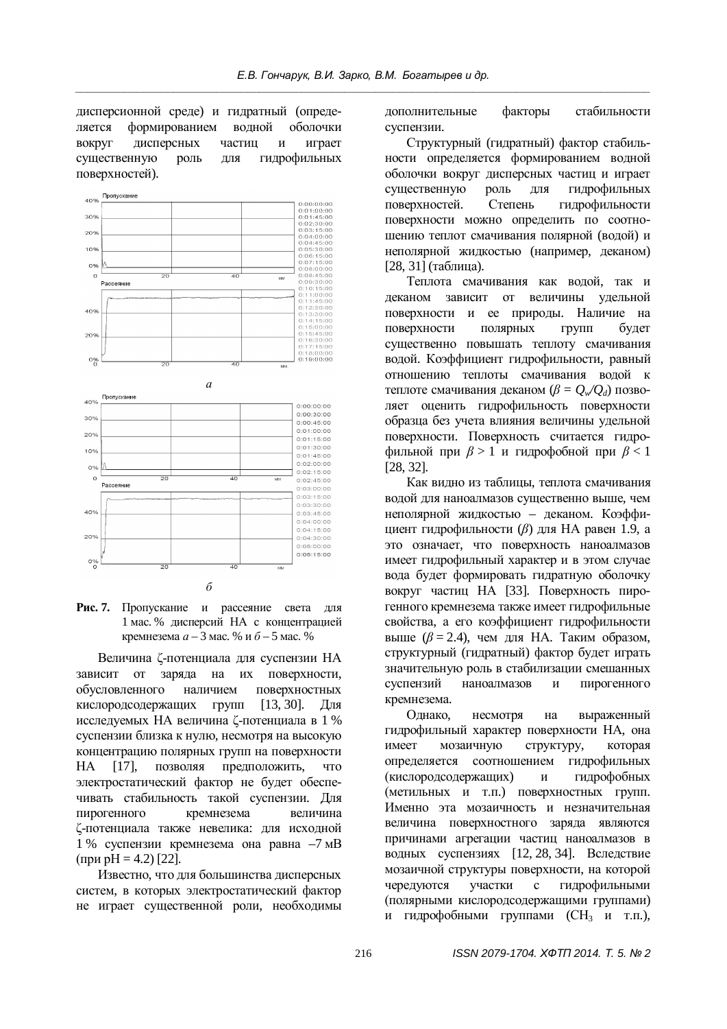дисперсионной среде) и гидратный (определяется формированием водной оболочки вокруг дисперсных частиц и играет существенную роль для гидрофильных поверхностей).

**Рис. 7.** Пропускание и рассеяние света для 1 мас. % дисперсий НА с концентрацией кремнезема *а* – 3 мас. % и *б* – 5 мас. %

Величина ζ-потенциала для суспензии НА зависит от заряда на их поверхности, обусловленного наличием поверхностных кислородсодержащих групп [13, 30]. Для исследуемых НА величина ζ-потенциала в 1 % суспензии близка к нулю, несмотря на высокую концентрацию полярных групп на поверхности НА [17], позволяя предположить, что электростатический фактор не будет обеспечивать стабильность такой суспензии. Для пирогенного кремнезема величина ζ-потенциала также невелика: для исходной 1 % суспензии кремнезема она равна –7 мВ (при pH = 4.2) [22].

Известно, что для большинства дисперсных систем, в которых электростатический фактор не играет существенной роли, необходимы дополнительные факторы стабильности суспензии.

Структурный (гидратный) фактор стабильности определяется формированием водной оболочки вокруг дисперсных частиц и играет существенную роль для гидрофильных поверхностей. Степень гидрофильности поверхности можно определить по соотношению теплот смачивания полярной (водой) и неполярной жидкостью (например, деканом) [28, 31] (таблица).

Теплота смачивания как водой, так и деканом зависит от величины удельной поверхности и ее природы. Наличие на поверхности полярных групп будет существенно повышать теплоту смачивания водой. Коэффициент гидрофильности, равный отношению теплоты смачивания водой к теплоте смачивания деканом ($\beta = Q_w/Q_d$) позволяет оценить гидрофильность поверхности образца без учета влияния величины удельной поверхности. Поверхность считается гидрофильной при $\beta > 1$ и гидрофобной при $\beta < 1$ [28, 32].

Как видно из таблицы, теплота смачивания водой для наноалмазов существенно выше, чем неполярной жидкостью – деканом. Коэффициент гидрофильности ($\beta$) для НА равен 1.9, а это означает, что поверхность наноалмазов имеет гидрофильный характер и в этом случае вода будет формировать гидратную оболочку вокруг частиц НА [33]. Поверхность пирогенного кремнезема также имеет гидрофильные свойства, а его коэффициент гидрофильности выше ($\beta = 2.4$), чем для НА. Таким образом, структурный (гидратный) фактор будет играть значительную роль в стабилизации смешанных суспензий наноалмазов и пирогенного кремнезема.

Однако, несмотря на выраженный гидрофильный характер поверхности НА, она имеет мозаичную структуру, которая определяется соотношением гидрофильных (кислородсодержащих) и гидрофобных (метильных и т.п.) поверхностных групп. Именно эта мозаичность и незначительная величина поверхностного заряда являются причинами агрегации частиц наноалмазов в водных суспензиях [12, 28, 34]. Вследствие мозаичной структуры поверхности, на которой чередуются участки с гидрофильными (полярными кислородсодержащими группами) и гидрофобными группами ($CH_3$ и т.п.),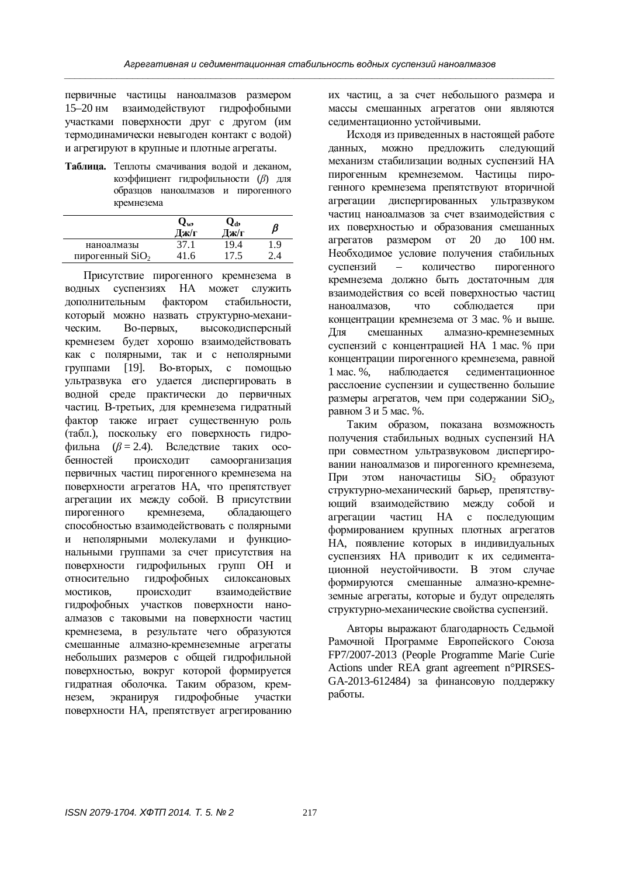первичные частицы наноалмазов размером 15–20 нм взаимодействуют гидрофобными участками поверхности друг с другом (им термодинамически невыгоден контакт с водой) и агрегируют в крупные и плотные агрегаты.

**Таблица.** Теплоты смачивания водой и деканом, коэффициент гидрофильности ($\beta$) для образцов наноалмазов и пирогенного кремнезема

| | $Q_w$, Дж/г | $Q_d$, Дж/г | $\beta$ |
|---|---|---|---|
| наноалмазы | 37.1 | 19.4 | 1.9 |
| пирогенный $SiO_2$ | 41.6 | 17.5 | 2.4 |

Присутствие пирогенного кремнезема в водных суспензиях НА может служить дополнительным фактором стабильности, который можно назвать структурно-механическим. Во-первых, высокодисперсный кремнезем будет хорошо взаимодействовать как с полярными, так и с неполярными группами [19]. Во-вторых, с помощью ультразвука его удается диспергировать в водной среде практически до первичных частиц. В-третьих, для кремнезема гидратный фактор также играет существенную роль (табл.), поскольку его поверхность гидрофильна ($\beta = 2.4$). Вследствие таких особенностей происходит самоорганизация первичных частиц пирогенного кремнезема на поверхности агрегатов НА, что препятствует агрегации их между собой. В присутствии пирогенного кремнезема, обладающего способностью взаимодействовать с полярными и неполярными молекулами и функциональными группами за счет присутствия на поверхности гидрофильных групп OH и относительно гидрофобных силоксановых мостиков, происходит взаимодействие гидрофобных участков поверхности наноалмазов с таковыми на поверхности частиц кремнезема, в результате чего образуются смешанные алмазно-кремнеземные агрегаты небольших размеров с общей гидрофильной поверхностью, вокруг которой формируется гидратная оболочка. Таким образом, кремнезем, экранируя гидрофобные участки поверхности НА, препятствует агрегированию их частиц, а за счет небольшого размера и массы смешанных агрегатов они являются седиментационно устойчивыми.

Исходя из приведенных в настоящей работе данных, можно предложить следующий механизм стабилизации водных суспензий НА пирогенным кремнеземом. Частицы пирогенного кремнезема препятствуют вторичной агрегации диспергированных ультразвуком частиц наноалмазов за счет взаимодействия с их поверхностью и образования смешанных агрегатов размером от 20 до 100 нм. Необходимое условие получения стабильных суспензий – количество пирогенного кремнезема должно быть достаточным для взаимодействия со всей поверхностью частиц наноалмазов, что соблюдается при концентрации кремнезема от 3 мас. % и выше. Для смешанных алмазно-кремнеземных суспензий с концентрацией НА 1 мас. % при концентрации пирогенного кремнезема, равной 1 мас. %, наблюдается седиментационное расслоение суспензии и существенно большие размеры агрегатов, чем при содержании $SiO_2$, равном 3 и 5 мас. %.

Таким образом, показана возможность получения стабильных водных суспензий НА при совместном ультразвуковом диспергировании наноалмазов и пирогенного кремнезема, При этом наночастицы $SiO_2$ образуют структурно-механический барьер, препятствующий взаимодействию между собой и агрегации частиц НА с последующим формированием крупных плотных агрегатов НА, появление которых в индивидуальных суспензиях НА приводит к их седиментационной неустойчивости. В этом случае формируются смешанные алмазно-кремнеземные агрегаты, которые и будут определять структурно-механические свойства суспензий.

Авторы выражают благодарность Седьмой Рамочной Программе Европейского Союза FP7/2007-2013 (People Programme Marie Curie Actions under REA grant agreement n°PIRSES-GA-2013-612484) за финансовую поддержку работы.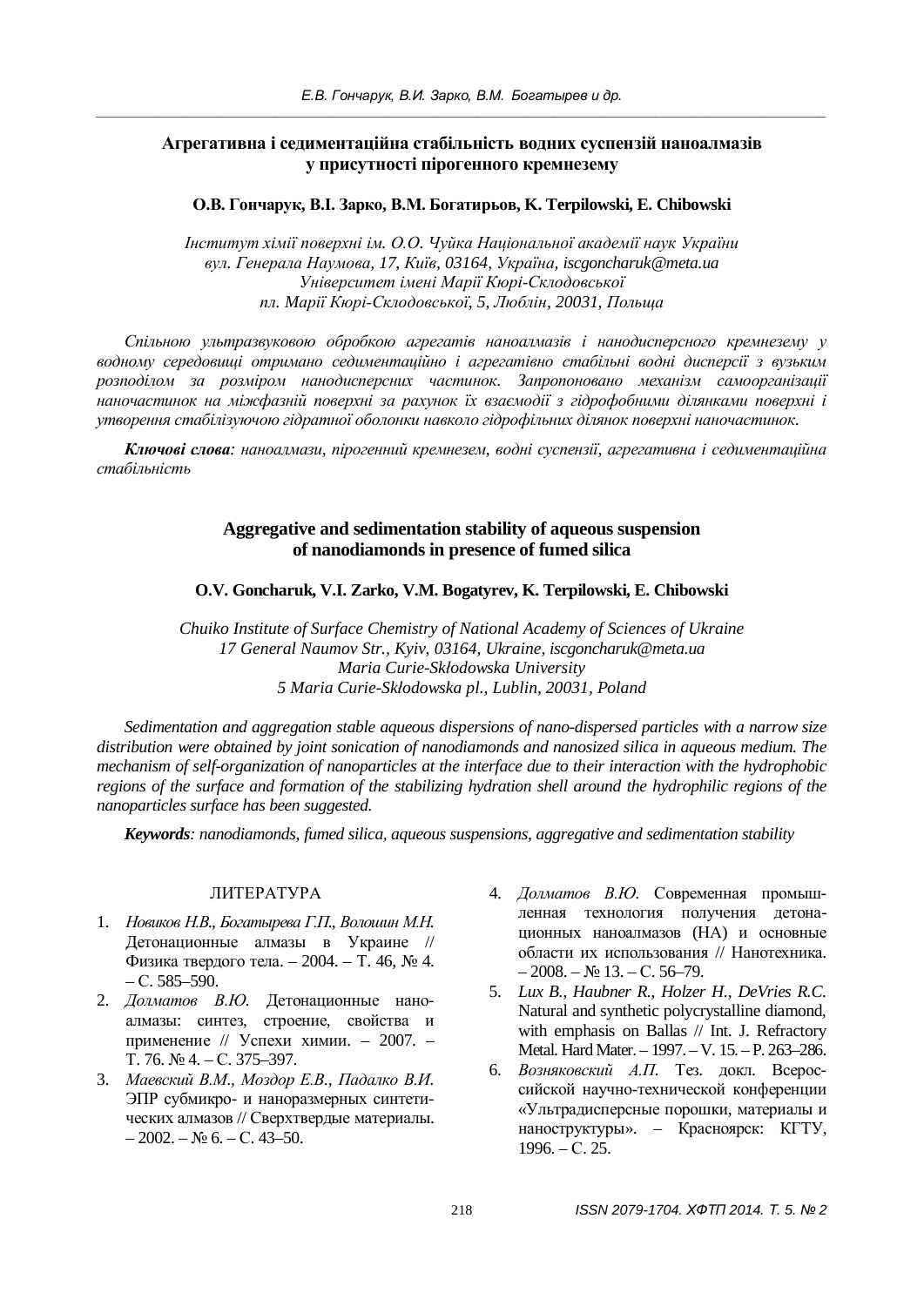## Агрегативна і седиментаційна стабільність водних суспензій наноалмазів у присутності пірогенного кремнезему

**О.В. Гончарук, В.І. Зарко, В.М. Богатирьов, K. Terpilowski, E. Chibowski**

*Інститут хімії поверхні ім. О.О. Чуйка Національної академії наук України*
*вул. Генерала Наумова, 17, Київ, 03164, Україна, iscgoncharuk@meta.ua*
*Університет імені Марії Кюрі-Склодовської*
*пл. Марії Кюрі-Склодовської, 5, Люблін, 20031, Польща*

*Спільною ультразвуковою обробкою агрегатів наноалмазів і нанодисперсного кремнезему у водному середовищі отримано седиментаційно і агрегативно стабільні водні дисперсії з вузьким розподілом за розміром нанодисперсних частинок. Запропоновано механізм самоорганізації наночастинок на міжфазній поверхні за рахунок їх взаємодії з гідрофобними ділянками поверхні і утворення стабілізуючої гідратної оболонки навколо гідрофільних ділянок поверхні наночастинок.*

***Ключові слова**: наноалмази, пірогенний кремнезем, водні суспензії, агрегативна і седиментаційна стабільність*

## Aggregative and sedimentation stability of aqueous suspension of nanodiamonds in presence of fumed silica

**O.V. Goncharuk, V.I. Zarko, V.M. Bogatyrev, K. Terpilowski, E. Chibowski**

*Chuiko Institute of Surface Chemistry of National Academy of Sciences of Ukraine*
*17 General Naumov Str., Kyiv, 03164, Ukraine, iscgoncharuk@meta.ua*
*Maria Curie-Skłodowska University*
*5 Maria Curie-Skłodowska pl., Lublin, 20031, Poland*

*Sedimentation and aggregation stable aqueous dispersions of nano-dispersed particles with a narrow size distribution were obtained by joint sonication of nanodiamonds and nanosized silica in aqueous medium. The mechanism of self-organization of nanoparticles at the interface due to their interaction with the hydrophobic regions of the surface and formation of the stabilizing hydration shell around the hydrophilic regions of the nanoparticles surface has been suggested.*

***Keywords**: nanodiamonds, fumed silica, aqueous suspensions, aggregative and sedimentation stability*

### ЛИТЕРАТУРА

1. *Новиков Н.В., Богатырева Г.П., Волошин М.Н.* Детонационные алмазы в Украине // Физика твердого тела. – 2004. – Т. 46, № 4. – С. 585–590.
2. *Долматов В.Ю.* Детонационные наноалмазы: синтез, строение, свойства и применение // Успехи химии. – 2007. – Т. 76. № 4. – С. 375–397.
3. *Маевский В.М., Моздор Е.В., Падалко В.И.* ЭПР субмикро- и наноразмерных синтетических алмазов // Сверхтвердые материалы. – 2002. – № 6. – С. 43–50.
4. *Долматов В.Ю.* Современная промышленная технология получения детонационных наноалмазов (НА) и основные области их использования // Нанотехника. – 2008. – № 13. – С. 56–79.
5. *Lux B., Haubner R., Holzer H., DeVries R.C.* Natural and synthetic polycrystalline diamond, with emphasis on Ballas // Int. J. Refractory Metal. Hard Mater. – 1997. – V. 15. – P. 263–286.
6. *Возняковский А.П.* Тез. докл. Всероссийской научно-технической конференции «Ультрадисперсные порошки, материалы и наноструктуры». – Красноярск: КГТУ, 1996. – С. 25.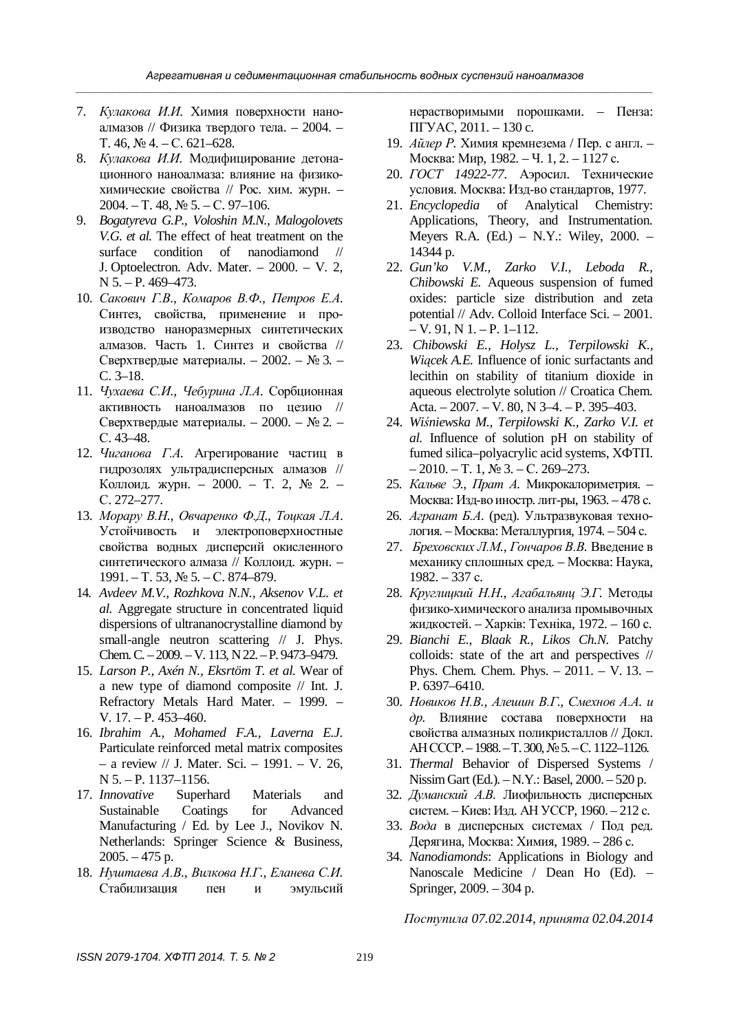7. *Кулакова И.И.* Химия поверхности наноалмазов // Физика твердого тела. – 2004. – Т. 46, № 4. – С. 621–628.
8. *Кулакова И.И.* Модифицирование детонационного наноалмаза: влияние на физико-химические свойства // Рос. хим. журн. – 2004. – Т. 48, № 5. – С. 97–106.
9. *Bogatyreva G.P., Voloshin M.N., Malogolovets V.G. et al.* The effect of heat treatment on the surface condition of nanodiamond // J. Optoelectron. Adv. Mater. – 2000. – V. 2, N 5. – P. 469–473.
10. *Сакович Г.В., Комаров В.Ф., Петров Е.А.* Синтез, свойства, применение и производство наноразмерных синтетических алмазов. Часть 1. Синтез и свойства // Сверхтвердые материалы. – 2002. – № 3. – С. 3–18.
11. *Чухаева С.И., Чебурина Л.А.* Сорбционная активность наноалмазов по цезию // Сверхтвердые материалы. – 2000. – № 2. – С. 43–48.
12. *Чиганова Г.А.* Агрегирование частиц в гидрозолях ультрадисперсных алмазов // Коллоид. журн. – 2000. – Т. 2, № 2. – С. 272–277.
13. *Морару В.Н., Овчаренко Ф.Д., Тоцкая Л.А.* Устойчивость и электроповерхностные свойства водных дисперсий окисленного синтетического алмаза // Коллоид. журн. – 1991. – Т. 53, № 5. – С. 874–879.
14. *Avdeev M.V., Rozhkova N.N., Aksenov V.L. et al.* Aggregate structure in concentrated liquid dispersions of ultrananocrystalline diamond by small-angle neutron scattering // J. Phys. Chem. C. – 2009. – V. 113, N 22. – P. 9473–9479.
15. *Larson P., Axén N., Eksrtöm T. et al.* Wear of a new type of diamond composite // Int. J. Refractory Metals Hard Mater. – 1999. – V. 17. – P. 453–460.
16. *Ibrahim A., Mohamed F.A., Laverna E.J.* Particulate reinforced metal matrix composites – a review // J. Mater. Sci. – 1991. – V. 26, N 5. – P. 1137–1156.
17. *Innovative* Superhard Materials and Sustainable Coatings for Advanced Manufacturing / Ed. by Lee J., Novikov N. Netherlands: Springer Science & Business, 2005. – 475 p.
18. *Нуштаева А.В., Вилкова Н.Г., Еланева С.И.* Стабилизация пен и эмульсий нерастворимыми порошками. – Пенза: ПГУАС, 2011. – 130 с.
19. *Айлер Р.* Химия кремнезема / Пер. с англ. – Москва: Мир, 1982. – Ч. 1, 2. – 1127 с.
20. *ГОСТ 14922-77*. Аэросил. Технические условия. Москва: Изд-во стандартов, 1977.
21. *Encyclopedia* of Analytical Chemistry: Applications, Theory, and Instrumentation. Meyers R.A. (Ed.) – N.Y.: Wiley, 2000. – 14344 p.
22. *Gun'ko V.M., Zarko V.I., Leboda R., Chibowski E.* Aqueous suspension of fumed oxides: particle size distribution and zeta potential // Adv. Colloid Interface Sci. – 2001. – V. 91, N 1. – P. 1–112.
23. *Chibowski E., Holysz L., Terpilowski K., Wiącek A.E.* Influence of ionic surfactants and lecithin on stability of titanium dioxide in aqueous electrolyte solution // Croatica Chem. Acta. – 2007. – V. 80, N 3–4. – P. 395–403.
24. *Wiśniewska M., Terpiłowski K., Zarko V.I. et al.* Influence of solution pH on stability of fumed silica–polyacrylic acid systems, ХФТП. – 2010. – Т. 1, № 3. – С. 269–273.
25. *Кальве Э., Прат А.* Микрокалориметрия. – Москва: Изд-во иностр. лит-ры, 1963. – 478 с.
26. *Агранат Б.А.* (ред). Ультразвуковая технология. – Москва: Металлургия, 1974. – 504 с.
27. *Бреховских Л.М., Гончаров В.В.* Введение в механику сплошных сред. – Москва: Наука, 1982. – 337 с.
28. *Круглицкий Н.Н., Агабальянц Э.Г.* Методы физико-химического анализа промывочных жидкостей. – Харків: Техніка, 1972. – 160 с.
29. *Bianchi E., Blaak R., Likos Ch.N.* Patchy colloids: state of the art and perspectives // Phys. Chem. Chem. Phys. – 2011. – V. 13. – P. 6397–6410.
30. *Новиков Н.В., Алешин В.Г., Смехнов А.А. и др.* Влияние состава поверхности на свойства алмазных поликристаллов // Докл. АН СССР. – 1988. – Т. 300, № 5. – С. 1122–1126.
31. *Thermal* Behavior of Dispersed Systems / Nissim Gart (Ed.). – N.Y.: Basel, 2000. – 520 p.
32. *Думанский А.В.* Лиофильность дисперсных систем. – Киев: Изд. АН УССР, 1960. – 212 с.
33. *Вода* в дисперсных системах / Под ред. Дерягина, Москва: Химия, 1989. – 286 с.
34. *Nanodiamonds*: Applications in Biology and Nanoscale Medicine / Dean Ho (Ed). – Springer, 2009. – 304 p.

*Поступила 07.02.2014, принята 02.04.2014*